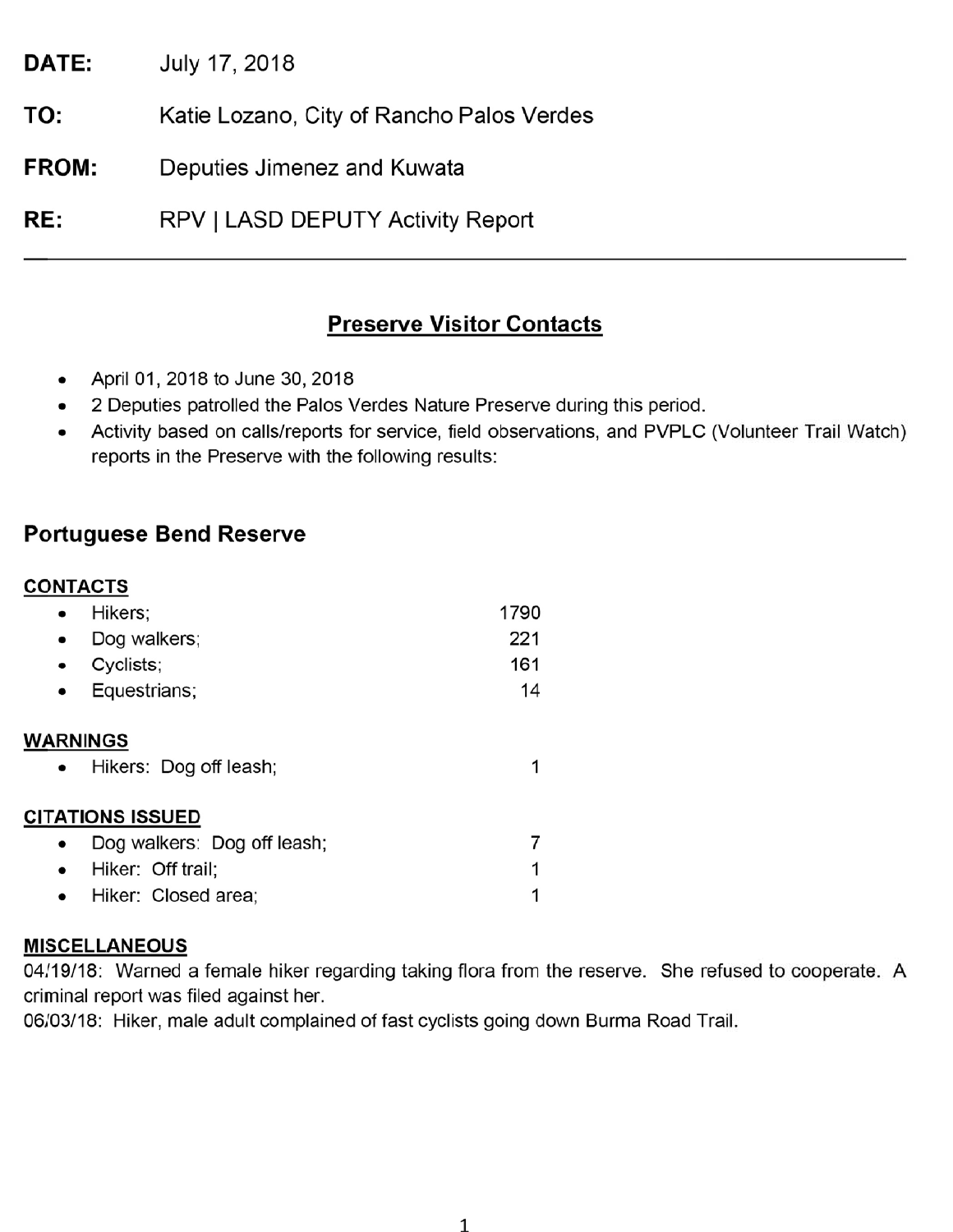**DATE:** July 17, 2018

**TO:** Katie Lozano, City of Rancho Palos Verdes

**FROM:** Deputies Jimenez and Kuwata

**RE:** RPV | LASD DEPUTY Activity Report

---

## Preserve Visitor Contacts

- April 01, 2018 to June 30, 2018
- 2 Deputies patrolled the Palos Verdes Nature Preserve during this period.
- Activity based on calls/reports for service, field observations, and PVPLC (Volunteer Trail Watch) reports in the Preserve with the following results:

## Portuguese Bend Reserve

**CONTACTS**

- Hikers; 1790
- Dog walkers; 221
- Cyclists; 161
- Equestrians; 14

**WARNINGS**

- Hikers: Dog off leash; 1

**CITATIONS ISSUED**

- Dog walkers: Dog off leash; 7
- Hiker: Off trail; 1
- Hiker: Closed area; 1

**MISCELLANEOUS**

04/19/18: Warned a female hiker regarding taking flora from the reserve. She refused to cooperate. A criminal report was filed against her.

06/03/18: Hiker, male adult complained of fast cyclists going down Burma Road Trail.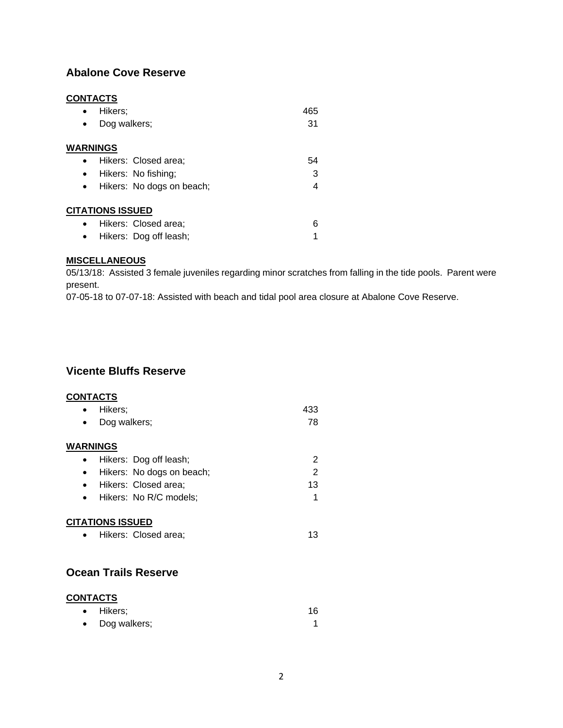## Abalone Cove Reserve

**CONTACTS**

- Hikers; 465
- Dog walkers; 31

**WARNINGS**

- Hikers: Closed area; 54
- Hikers: No fishing; 3
- Hikers: No dogs on beach; 4

**CITATIONS ISSUED**

- Hikers: Closed area; 6
- Hikers: Dog off leash; 1

**MISCELLANEOUS**

05/13/18: Assisted 3 female juveniles regarding minor scratches from falling in the tide pools. Parent were present.
07-05-18 to 07-07-18: Assisted with beach and tidal pool area closure at Abalone Cove Reserve.

## Vicente Bluffs Reserve

**CONTACTS**

- Hikers; 433
- Dog walkers; 78

**WARNINGS**

- Hikers: Dog off leash; 2
- Hikers: No dogs on beach; 2
- Hikers: Closed area; 13
- Hikers: No R/C models; 1

**CITATIONS ISSUED**

- Hikers: Closed area; 13

## Ocean Trails Reserve

**CONTACTS**

- Hikers; 16
- Dog walkers; 1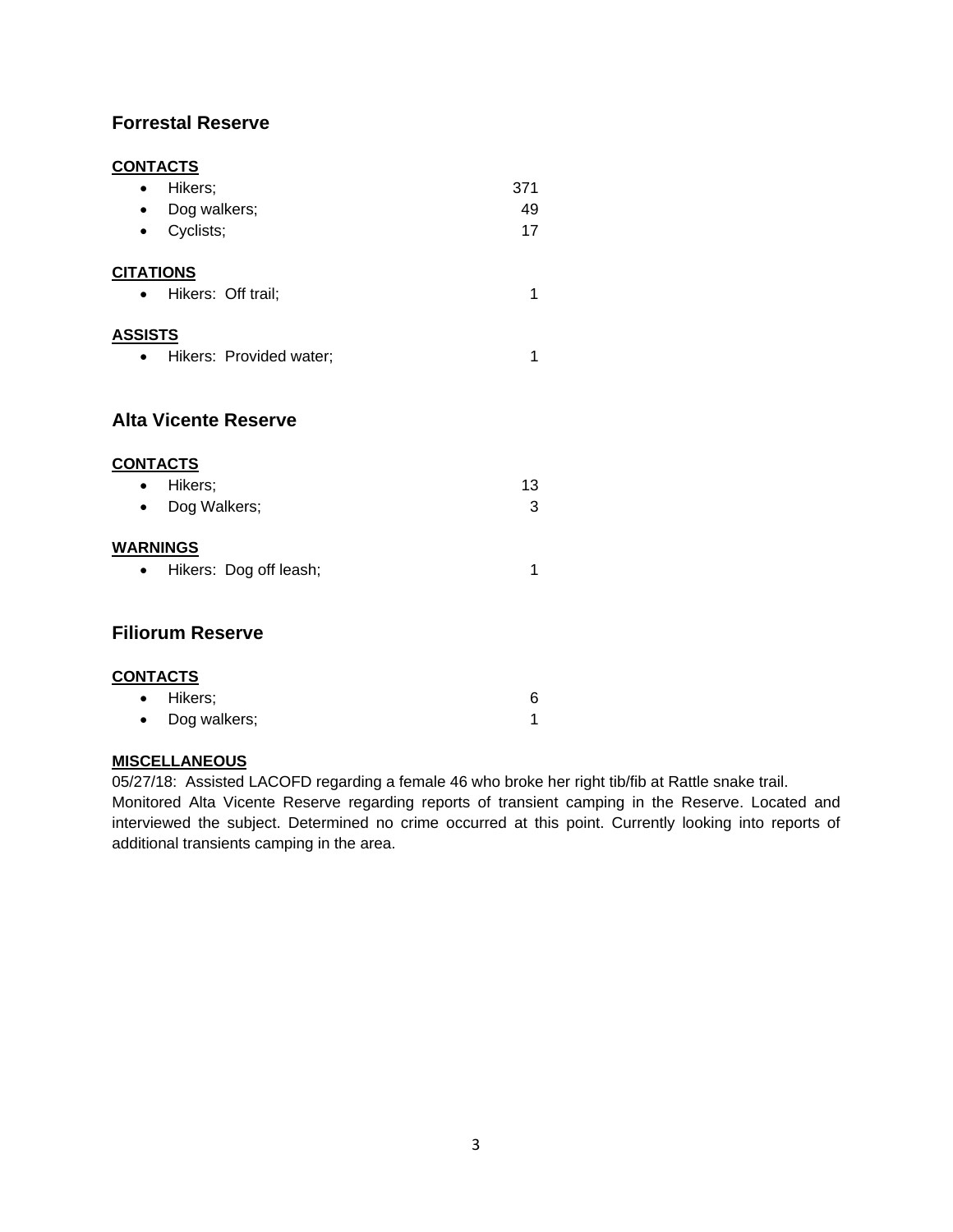## Forrestal Reserve

**CONTACTS**

- Hikers; 371
- Dog walkers; 49
- Cyclists; 17

**CITATIONS**

- Hikers: Off trail; 1

**ASSISTS**

- Hikers: Provided water; 1

## Alta Vicente Reserve

**CONTACTS**

- Hikers; 13
- Dog Walkers; 3

**WARNINGS**

- Hikers: Dog off leash; 1

## Filiorum Reserve

**CONTACTS**

- Hikers; 6
- Dog walkers; 1

**MISCELLANEOUS**

05/27/18: Assisted LACOFD regarding a female 46 who broke her right tib/fib at Rattle snake trail.
Monitored Alta Vicente Reserve regarding reports of transient camping in the Reserve. Located and interviewed the subject. Determined no crime occurred at this point. Currently looking into reports of additional transients camping in the area.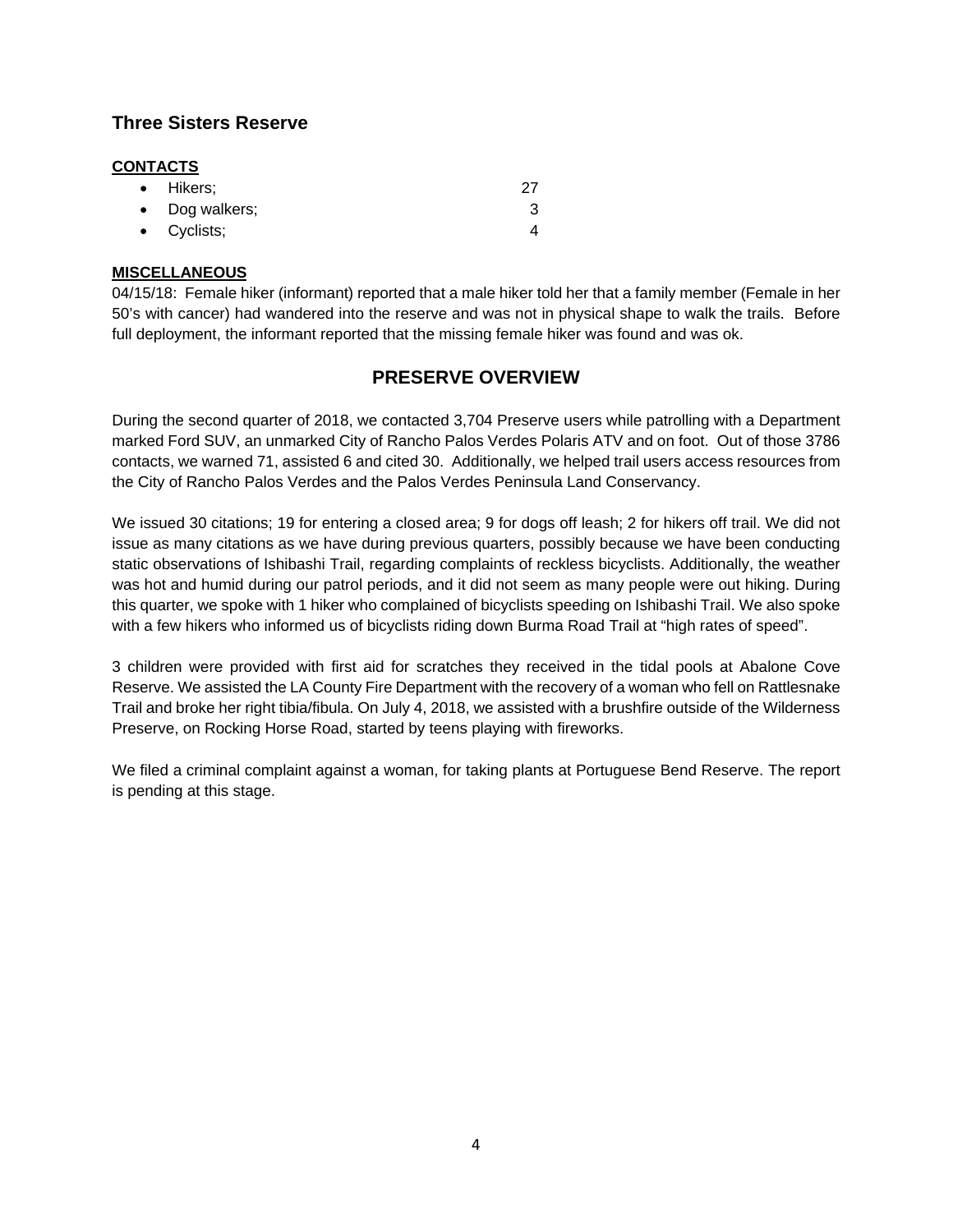## Three Sisters Reserve

**CONTACTS**

- Hikers; 27
- Dog walkers; 3
- Cyclists; 4

**MISCELLANEOUS**

04/15/18: Female hiker (informant) reported that a male hiker told her that a family member (Female in her 50's with cancer) had wandered into the reserve and was not in physical shape to walk the trails. Before full deployment, the informant reported that the missing female hiker was found and was ok.

## PRESERVE OVERVIEW

During the second quarter of 2018, we contacted 3,704 Preserve users while patrolling with a Department marked Ford SUV, an unmarked City of Rancho Palos Verdes Polaris ATV and on foot. Out of those 3786 contacts, we warned 71, assisted 6 and cited 30. Additionally, we helped trail users access resources from the City of Rancho Palos Verdes and the Palos Verdes Peninsula Land Conservancy.

We issued 30 citations; 19 for entering a closed area; 9 for dogs off leash; 2 for hikers off trail. We did not issue as many citations as we have during previous quarters, possibly because we have been conducting static observations of Ishibashi Trail, regarding complaints of reckless bicyclists. Additionally, the weather was hot and humid during our patrol periods, and it did not seem as many people were out hiking. During this quarter, we spoke with 1 hiker who complained of bicyclists speeding on Ishibashi Trail. We also spoke with a few hikers who informed us of bicyclists riding down Burma Road Trail at "high rates of speed".

3 children were provided with first aid for scratches they received in the tidal pools at Abalone Cove Reserve. We assisted the LA County Fire Department with the recovery of a woman who fell on Rattlesnake Trail and broke her right tibia/fibula. On July 4, 2018, we assisted with a brushfire outside of the Wilderness Preserve, on Rocking Horse Road, started by teens playing with fireworks.

We filed a criminal complaint against a woman, for taking plants at Portuguese Bend Reserve. The report is pending at this stage.